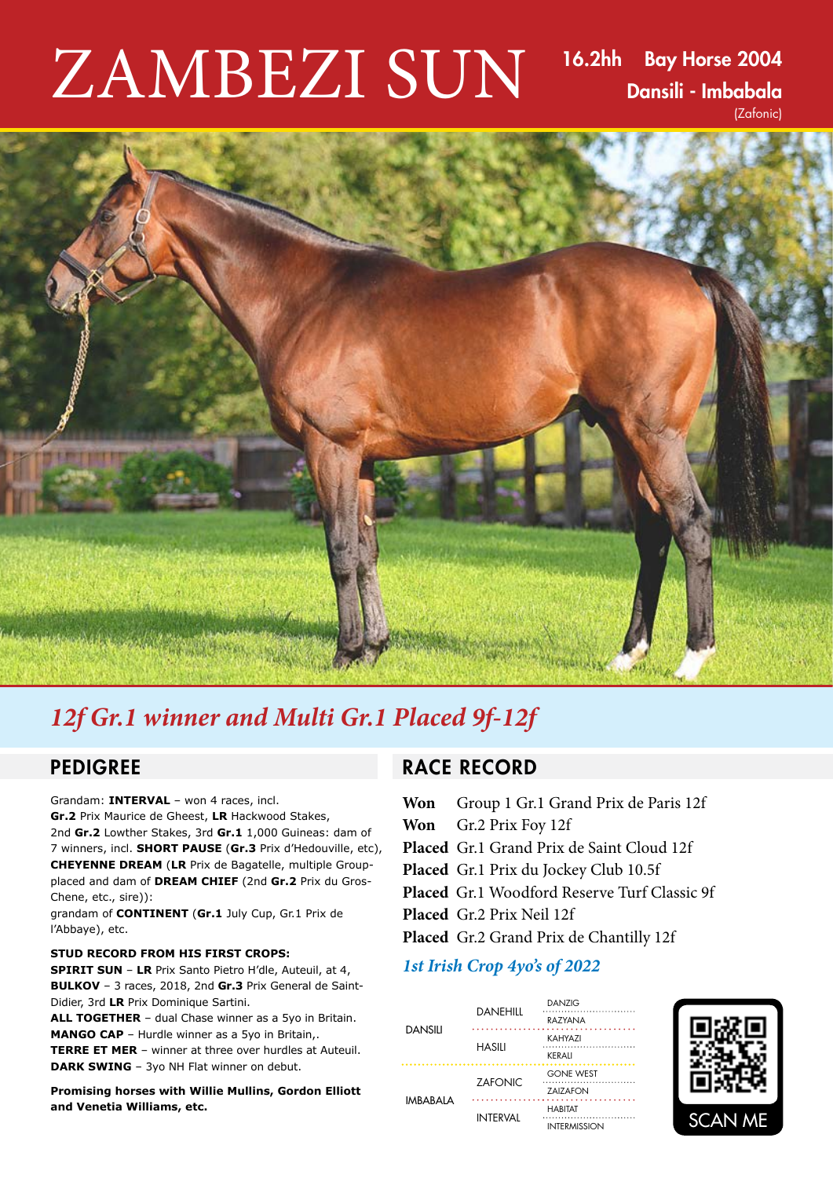# ZAMBEZI SUN

16.2hh **Bay Horse 2004**
**Dansili - Imbabala**
(Zafonic)

*12f Gr.1 winner and Multi Gr.1 Placed 9f-12f*

## PEDIGREE

Grandam: **INTERVAL** – won 4 races, incl. **Gr.2** Prix Maurice de Gheest, **LR** Hackwood Stakes, 2nd **Gr.2** Lowther Stakes, 3rd **Gr.1** 1,000 Guineas: dam of 7 winners, incl. **SHORT PAUSE** (**Gr.3** Prix d'Hedouville, etc), **CHEYENNE DREAM** (**LR** Prix de Bagatelle, multiple Group-placed and dam of **DREAM CHIEF** (2nd **Gr.2** Prix du Gros-Chene, etc., sire)): grandam of **CONTINENT** (**Gr.1** July Cup, Gr.1 Prix de l'Abbaye), etc.

**STUD RECORD FROM HIS FIRST CROPS:**

**SPIRIT SUN** – **LR** Prix Santo Pietro H'dle, Auteuil, at 4,
**BULKOV** – 3 races, 2018, 2nd **Gr.3** Prix General de Saint-Didier, 3rd **LR** Prix Dominique Sartini.
**ALL TOGETHER** – dual Chase winner as a 5yo in Britain.
**MANGO CAP** – Hurdle winner as a 5yo in Britain,.
**TERRE ET MER** – winner at three over hurdles at Auteuil.
**DARK SWING** – 3yo NH Flat winner on debut.

**Promising horses with Willie Mullins, Gordon Elliott and Venetia Williams, etc.**

## RACE RECORD

**Won** Group 1 Gr.1 Grand Prix de Paris 12f
**Won** Gr.2 Prix Foy 12f
**Placed** Gr.1 Grand Prix de Saint Cloud 12f
**Placed** Gr.1 Prix du Jockey Club 10.5f
**Placed** Gr.1 Woodford Reserve Turf Classic 9f
**Placed** Gr.2 Prix Neil 12f
**Placed** Gr.2 Grand Prix de Chantilly 12f

*1st Irish Crop 4yo's of 2022*

| | | |
|---|---|---|
| DANSILI | DANEHILL | DANZIG |
| | | RAZYANA |
| | HASILI | KAHYAZI |
| | | KERALI |
| IMBABALA | ZAFONIC | GONE WEST |
| | | ZAIZAFON |
| | INTERVAL | HABITAT |
| | | INTERMISSION |

SCAN ME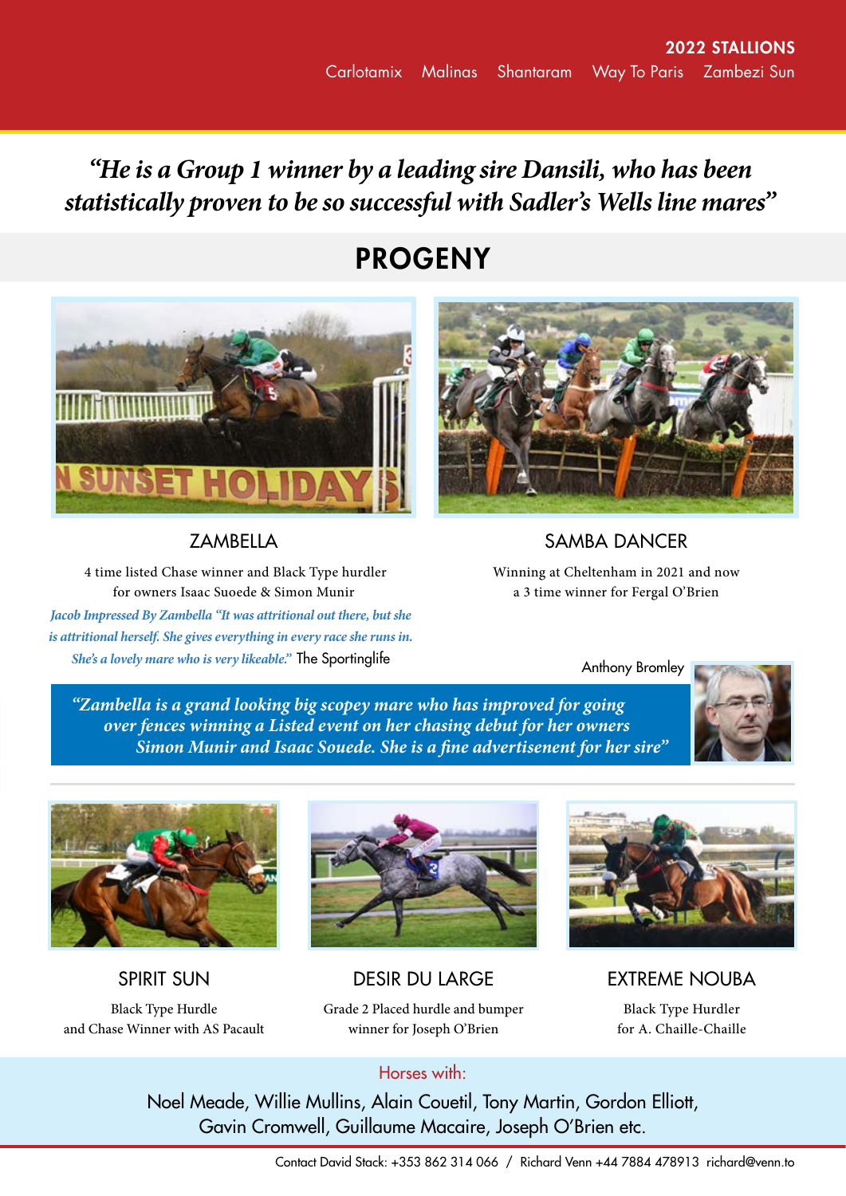**2022 STALLIONS**

Carlotamix Malinas Shantaram Way To Paris Zambezi Sun

*"He is a Group 1 winner by a leading sire Dansili, who has been statistically proven to be so successful with Sadler's Wells line mares"*

# PROGENY

## ZAMBELLA

4 time listed Chase winner and Black Type hurdler for owners Isaac Suoede & Simon Munir

*Jacob Impressed By Zambella "It was attritional out there, but she is attritional herself. She gives everything in every race she runs in. She's a lovely mare who is very likeable."* The Sportinglife

## SAMBA DANCER

Winning at Cheltenham in 2021 and now a 3 time winner for Fergal O'Brien

Anthony Bromley

*"Zambella is a grand looking big scopey mare who has improved for going over fences winning a Listed event on her chasing debut for her owners Simon Munir and Isaac Souede. She is a fine advertisenent for her sire"*

## SPIRIT SUN

Black Type Hurdle and Chase Winner with AS Pacault

## DESIR DU LARGE

Grade 2 Placed hurdle and bumper winner for Joseph O'Brien

## EXTREME NOUBA

Black Type Hurdler for A. Chaille-Chaille

Horses with:

Noel Meade, Willie Mullins, Alain Couetil, Tony Martin, Gordon Elliott, Gavin Cromwell, Guillaume Macaire, Joseph O'Brien etc.

Contact David Stack: +353 862 314 066 / Richard Venn +44 7884 478913 richard@venn.to